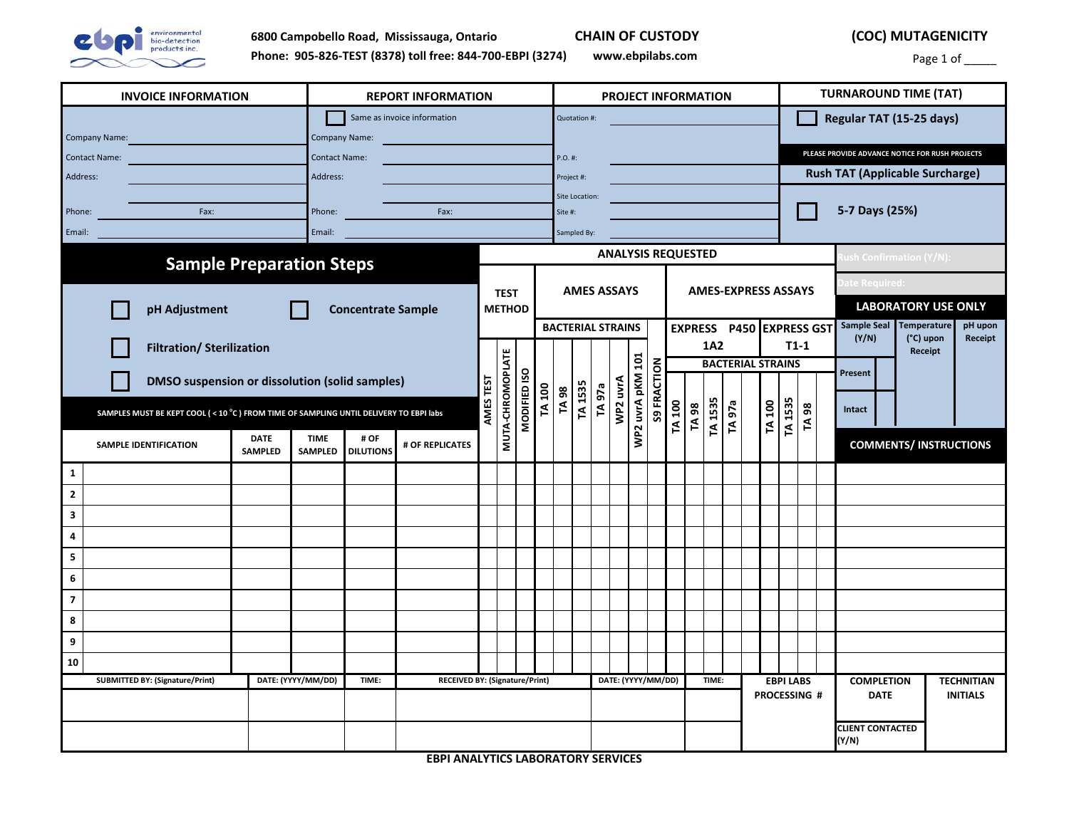ebpi environmental bio-detection products inc.

6800 Campobello Road, Mississauga, Ontario
Phone: 905-826-TEST (8378) toll free: 844-700-EBPI (3274)

**CHAIN OF CUSTODY**
www.ebpilabs.com

**(COC) MUTAGENICITY**

Page 1 of _____

| INVOICE INFORMATION | REPORT INFORMATION | PROJECT INFORMATION | TURNAROUND TIME (TAT) |
|---|---|---|---|
| | ☐ Same as invoice information | Quotation #: | ☐ Regular TAT (15-25 days) |
| Company Name: | Company Name: | | PLEASE PROVIDE ADVANCE NOTICE FOR RUSH PROJECTS |
| Contact Name: | Contact Name: | P.O. #: | Rush TAT (Applicable Surcharge) |
| Address: | Address: | Project #: | |
| | | Site Location: | ☐ 5-7 Days (25%) |
| Phone: Fax: | Phone: Fax: | Site #: | |
| Email: | Email: | Sampled By: | |

## Sample Preparation Steps

☐ pH Adjustment ☐ Concentrate Sample

☐ Filtration/ Sterilization

☐ DMSO suspension or dissolution (solid samples)

SAMPLES MUST BE KEPT COOL ( < 10 °C ) FROM TIME OF SAMPLING UNTIL DELIVERY TO EBPI labs

Rush Confirmation (Y/N):

Date Required:

**LABORATORY USE ONLY**

| Sample Seal (Y/N) | | Temperature (°C) upon Receipt | pH upon Receipt |
|---|---|---|---|
| Present | | | |
| Intact | | | |

| | | | | | | ANALYSIS REQUESTED | | | | | | | | | | | | | | | | | | | |
|---|---|---|---|---|---|---|---|---|---|---|---|---|---|---|---|---|---|---|---|---|---|---|---|---|---|
| | | | | | | TEST METHOD | | | AMES ASSAYS | | | | | | | | AMES-EXPRESS ASSAYS | | | | | | | | |
| | | | | | | | | | BACTERIAL STRAINS | | | | | | | | EXPRESS P450 1A2 | | | | | EXPRESS GST T1-1 | | | |
| | | | | | | | | | | | | | | | | | BACTERIAL STRAINS | | | | | | | | |
| | SAMPLE IDENTIFICATION | DATE SAMPLED | TIME SAMPLED | # OF DILUTIONS | # OF REPLICATES | AMES TEST | MUTA-CHROMOPLATE | MODIFIED ISO | TA 100 | TA 98 | TA 1535 | TA 97a | WP2 uvrA | WP2 uvrA pKM 101 | S9 FRACTION | | TA 100 | TA 98 | TA 1535 | TA 97a | | TA 100 | TA 1535 | TA 98 | | COMMENTS/ INSTRUCTIONS |
| 1 | | | | | | | | | | | | | | | | | | | | | | | | | | |
| 2 | | | | | | | | | | | | | | | | | | | | | | | | | | |
| 3 | | | | | | | | | | | | | | | | | | | | | | | | | | |
| 4 | | | | | | | | | | | | | | | | | | | | | | | | | | |
| 5 | | | | | | | | | | | | | | | | | | | | | | | | | | |
| 6 | | | | | | | | | | | | | | | | | | | | | | | | | | |
| 7 | | | | | | | | | | | | | | | | | | | | | | | | | | |
| 8 | | | | | | | | | | | | | | | | | | | | | | | | | | |
| 9 | | | | | | | | | | | | | | | | | | | | | | | | | | |
| 10 | | | | | | | | | | | | | | | | | | | | | | | | | | |

| SUBMITTED BY: (Signature/Print) | DATE: (YYYY/MM/DD) | TIME: | RECEIVED BY: (Signature/Print) | DATE: (YYYY/MM/DD) | TIME: | EBPI LABS PROCESSING # | COMPLETION DATE | TECHNITIAN INITIALS |
|---|---|---|---|---|---|---|---|---|
| | | | | | | | | |
| | | | | | | | CLIENT CONTACTED (Y/N) | |

**EBPI ANALYTICS LABORATORY SERVICES**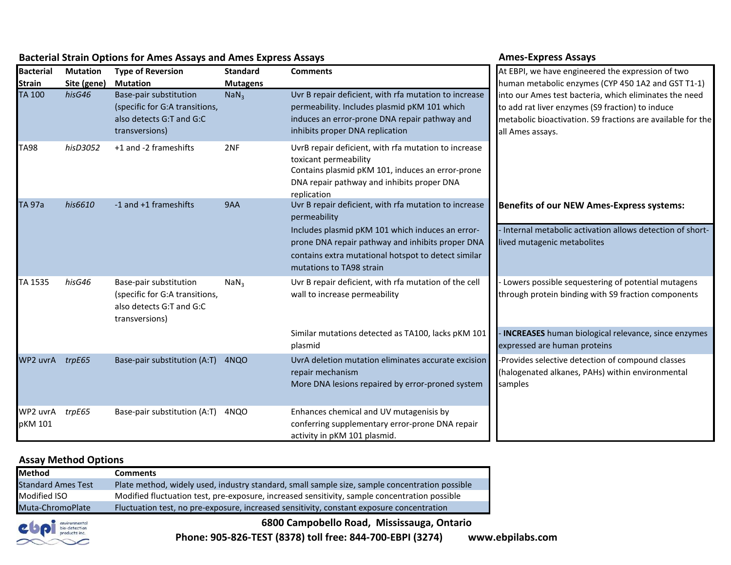## Bacterial Strain Options for Ames Assays and Ames Express Assays

| Bacterial Strain | Mutation Site (gene) | Type of Reversion Mutation | Standard Mutagens | Comments |
|---|---|---|---|---|
| TA 100 | *hisG46* | Base-pair substitution (specific for G:A transitions, also detects G:T and G:C transversions) | $NaN_3$ | Uvr B repair deficient, with rfa mutation to increase permeability. Includes plasmid pKM 101 which induces an error-prone DNA repair pathway and inhibits proper DNA replication |
| TA98 | *hisD3052* | +1 and -2 frameshifts | 2NF | UvrB repair deficient, with rfa mutation to increase toxicant permeability<br>Contains plasmid pKM 101, induces an error-prone DNA repair pathway and inhibits proper DNA replication |
| TA 97a | *his6610* | -1 and +1 frameshifts | 9AA | Uvr B repair deficient, with rfa mutation to increase permeability<br>Includes plasmid pKM 101 which induces an error-prone DNA repair pathway and inhibits proper DNA contains extra mutational hotspot to detect similar mutations to TA98 strain |
| TA 1535 | *hisG46* | Base-pair substitution (specific for G:A transitions, also detects G:T and G:C transversions) | $NaN_3$ | Uvr B repair deficient, with rfa mutation of the cell wall to increase permeability<br>Similar mutations detected as TA100, lacks pKM 101 plasmid |
| WP2 uvrA | *trpE65* | Base-pair substitution (A:T) | 4NQO | UvrA deletion mutation eliminates accurate excision repair mechanism<br>More DNA lesions repaired by error-proned system |
| WP2 uvrA pKM 101 | *trpE65* | Base-pair substitution (A:T) | 4NQO | Enhances chemical and UV mutagenisis by conferring supplementary error-prone DNA repair activity in pKM 101 plasmid. |

## Ames-Express Assays

At EBPI, we have engineered the expression of two human metabolic enzymes (CYP 450 1A2 and GST T1-1) into our Ames test bacteria, which eliminates the need to add rat liver enzymes (S9 fraction) to induce metabolic bioactivation. S9 fractions are available for the all Ames assays.

### Benefits of our NEW Ames-Express systems:

- Internal metabolic activation allows detection of short-lived mutagenic metabolites
- Lowers possible sequestering of potential mutagens through protein binding with S9 fraction components
- **INCREASES** human biological relevance, since enzymes expressed are human proteins
- Provides selective detection of compound classes (halogenated alkanes, PAHs) within environmental samples

## Assay Method Options

| Method | Comments |
|---|---|
| Standard Ames Test | Plate method, widely used, industry standard, small sample size, sample concentration possible |
| Modified ISO | Modified fluctuation test, pre-exposure, increased sensitivity, sample concentration possible |
| Muta-ChromoPlate | Fluctuation test, no pre-exposure, increased sensitivity, constant exposure concentration |

ebpi environmental bio-detection products inc.

**6800 Campobello Road, Mississauga, Ontario**

**Phone: 905-826-TEST (8378) toll free: 844-700-EBPI (3274) www.ebpilabs.com**